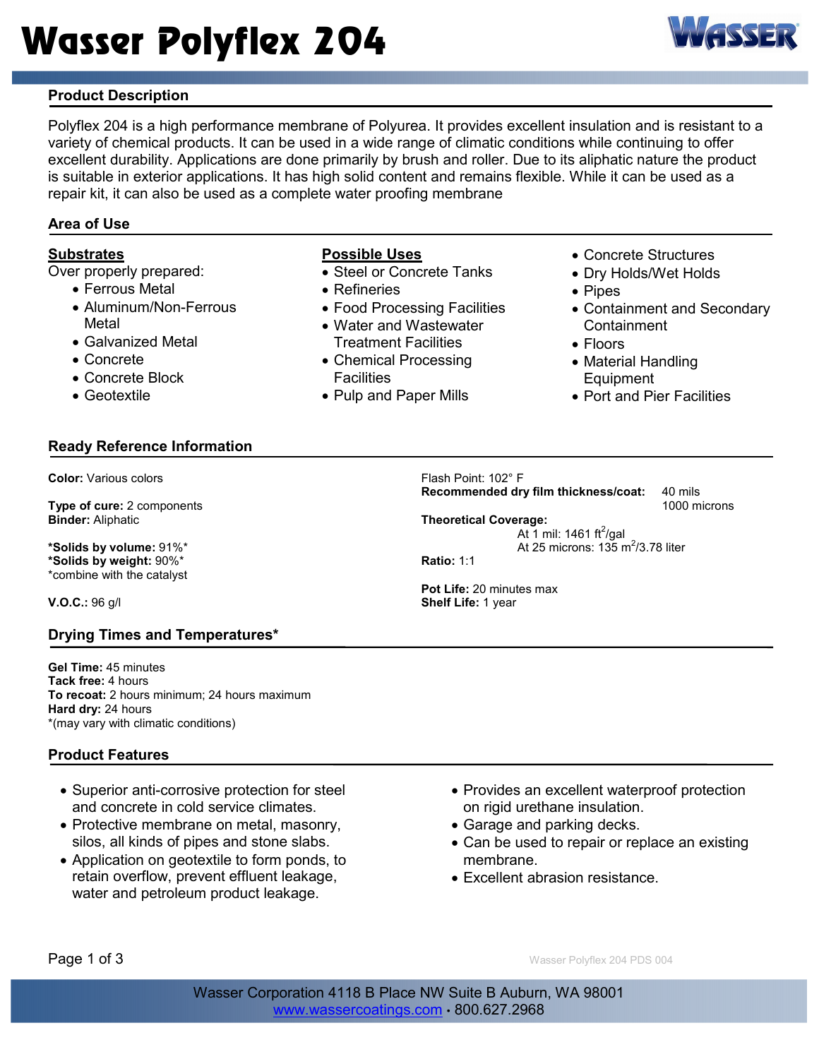# Wasser Polyflex 204

## Product Description

Polyflex 204 is a high performance membrane of Polyurea. It provides excellent insulation and is resistant to a variety of chemical products. It can be used in a wide range of climatic conditions while continuing to offer excellent durability. Applications are done primarily by brush and roller. Due to its aliphatic nature the product is suitable in exterior applications. It has high solid content and remains flexible. While it can be used as a repair kit, it can also be used as a complete water proofing membrane

## Area of Use

**Substrates**

Over properly prepared:

- Ferrous Metal
- Aluminum/Non-Ferrous Metal
- Galvanized Metal
- Concrete
- Concrete Block
- Geotextile

**Possible Uses**

- Steel or Concrete Tanks
- Refineries
- Food Processing Facilities
- Water and Wastewater Treatment Facilities
- Chemical Processing Facilities
- Pulp and Paper Mills
- Concrete Structures
- Dry Holds/Wet Holds
- Pipes
- Containment and Secondary Containment
- Floors
- Material Handling Equipment
- Port and Pier Facilities

## Ready Reference Information

**Color:** Various colors

**Type of cure:** 2 components
**Binder:** Aliphatic

***Solids by volume:** 91%*
***Solids by weight:** 90%*
*combine with the catalyst

**V.O.C.:** 96 g/l

Flash Point: 102° F
**Recommended dry film thickness/coat:** 40 mils / 1000 microns

**Theoretical Coverage:**
At 1 mil: 1461 ft$^2$/gal
At 25 microns: 135 m$^2$/3.78 liter

**Ratio:** 1:1

**Pot Life:** 20 minutes max
**Shelf Life:** 1 year

## Drying Times and Temperatures*

**Gel Time:** 45 minutes
**Tack free:** 4 hours
**To recoat:** 2 hours minimum; 24 hours maximum
**Hard dry:** 24 hours
*(may vary with climatic conditions)

## Product Features

- Superior anti-corrosive protection for steel and concrete in cold service climates.
- Protective membrane on metal, masonry, silos, all kinds of pipes and stone slabs.
- Application on geotextile to form ponds, to retain overflow, prevent effluent leakage, water and petroleum product leakage.
- Provides an excellent waterproof protection on rigid urethane insulation.
- Garage and parking decks.
- Can be used to repair or replace an existing membrane.
- Excellent abrasion resistance.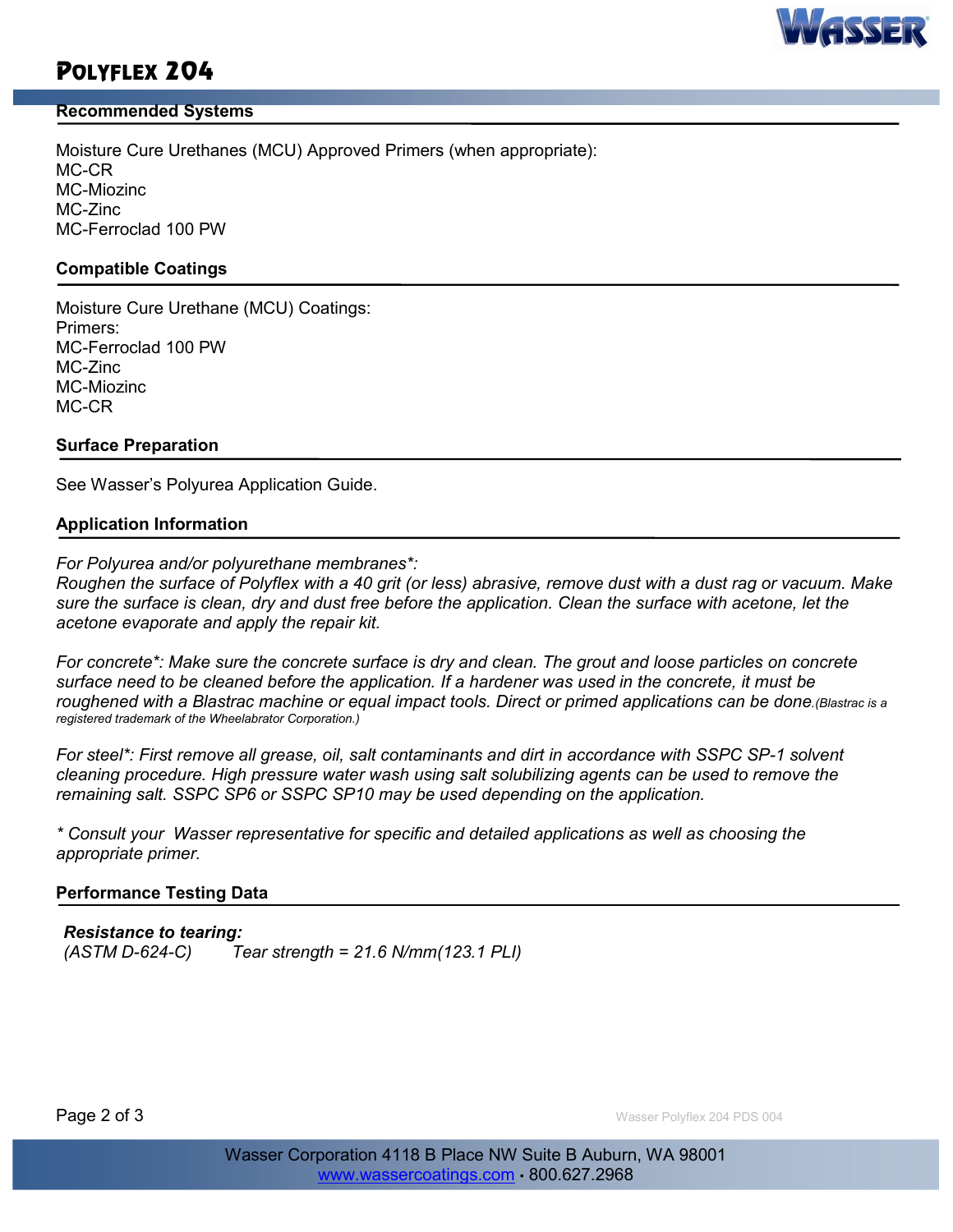# Polyflex 204

## Recommended Systems

Moisture Cure Urethanes (MCU) Approved Primers (when appropriate):
MC-CR
MC-Miozinc
MC-Zinc
MC-Ferroclad 100 PW

## Compatible Coatings

Moisture Cure Urethane (MCU) Coatings:
Primers:
MC-Ferroclad 100 PW
MC-Zinc
MC-Miozinc
MC-CR

## Surface Preparation

See Wasser's Polyurea Application Guide.

## Application Information

*For Polyurea and/or polyurethane membranes*:*
*Roughen the surface of Polyflex with a 40 grit (or less) abrasive, remove dust with a dust rag or vacuum. Make sure the surface is clean, dry and dust free before the application. Clean the surface with acetone, let the acetone evaporate and apply the repair kit.*

*For concrete*: Make sure the concrete surface is dry and clean. The grout and loose particles on concrete surface need to be cleaned before the application. If a hardener was used in the concrete, it must be roughened with a Blastrac machine or equal impact tools. Direct or primed applications can be done.(Blastrac is a registered trademark of the Wheelabrator Corporation.)*

*For steel*: First remove all grease, oil, salt contaminants and dirt in accordance with SSPC SP-1 solvent cleaning procedure. High pressure water wash using salt solubilizing agents can be used to remove the remaining salt. SSPC SP6 or SSPC SP10 may be used depending on the application.*

** Consult your Wasser representative for specific and detailed applications as well as choosing the appropriate primer.*

## Performance Testing Data

***Resistance to tearing:***
*(ASTM D-624-C) Tear strength = 21.6 N/mm(123.1 PLI)*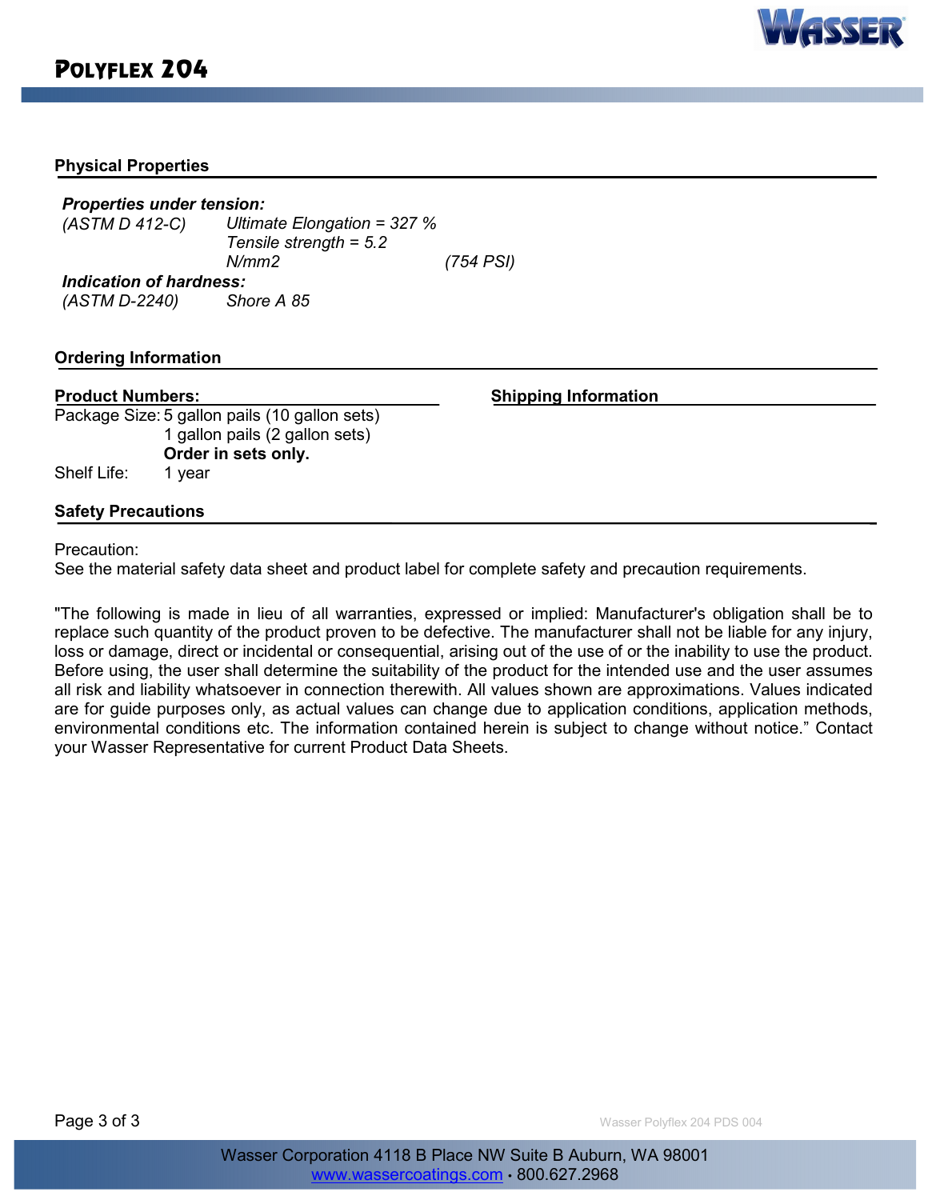# Polyflex 204

## Physical Properties

***Properties under tension:***

*(ASTM D 412-C)* *Ultimate Elongation = 327 %*
*Tensile strength = 5.2 N/mm2* *(754 PSI)*

***Indication of hardness:***

*(ASTM D-2240)* *Shore A 85*

## Ordering Information

**Product Numbers:**

Package Size: 5 gallon pails (10 gallon sets)
1 gallon pails (2 gallon sets)
**Order in sets only.**

Shelf Life: 1 year

**Shipping Information**

## Safety Precautions

Precaution:
See the material safety data sheet and product label for complete safety and precaution requirements.

"The following is made in lieu of all warranties, expressed or implied: Manufacturer's obligation shall be to replace such quantity of the product proven to be defective. The manufacturer shall not be liable for any injury, loss or damage, direct or incidental or consequential, arising out of the use of or the inability to use the product. Before using, the user shall determine the suitability of the product for the intended use and the user assumes all risk and liability whatsoever in connection therewith. All values shown are approximations. Values indicated are for guide purposes only, as actual values can change due to application conditions, application methods, environmental conditions etc. The information contained herein is subject to change without notice." Contact your Wasser Representative for current Product Data Sheets.

Wasser Corporation 4118 B Place NW Suite B Auburn, WA 98001
www.wassercoatings.com • 800.627.2968